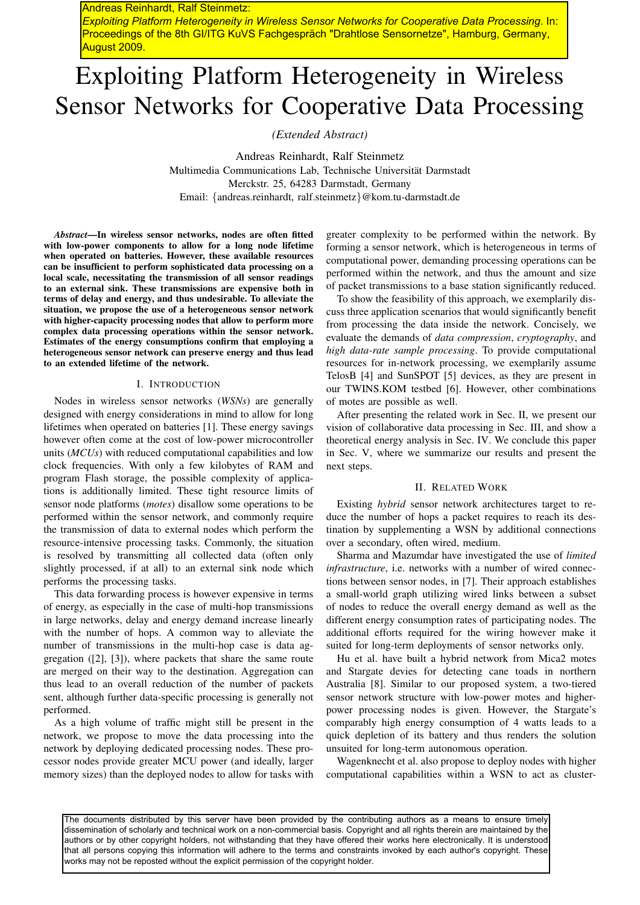Andreas Reinhardt, Ralf Steinmetz:
*Exploiting Platform Heterogeneity in Wireless Sensor Networks for Cooperative Data Processing*. In: Proceedings of the 8th GI/ITG KuVS Fachgespräch "Drahtlose Sensornetze", Hamburg, Germany, August 2009.

# Exploiting Platform Heterogeneity in Wireless Sensor Networks for Cooperative Data Processing

*(Extended Abstract)*

Andreas Reinhardt, Ralf Steinmetz
Multimedia Communications Lab, Technische Universität Darmstadt
Merckstr. 25, 64283 Darmstadt, Germany
Email: {andreas.reinhardt, ralf.steinmetz}@kom.tu-darmstadt.de

***Abstract*—In wireless sensor networks, nodes are often fitted with low-power components to allow for a long node lifetime when operated on batteries. However, these available resources can be insufficient to perform sophisticated data processing on a local scale, necessitating the transmission of all sensor readings to an external sink. These transmissions are expensive both in terms of delay and energy, and thus undesirable. To alleviate the situation, we propose the use of a heterogeneous sensor network with higher-capacity processing nodes that allow to perform more complex data processing operations within the sensor network. Estimates of the energy consumptions confirm that employing a heterogeneous sensor network can preserve energy and thus lead to an extended lifetime of the network.**

## I. Introduction

Nodes in wireless sensor networks (*WSNs*) are generally designed with energy considerations in mind to allow for long lifetimes when operated on batteries [1]. These energy savings however often come at the cost of low-power microcontroller units (*MCUs*) with reduced computational capabilities and low clock frequencies. With only a few kilobytes of RAM and program Flash storage, the possible complexity of applications is additionally limited. These tight resource limits of sensor node platforms (*motes*) disallow some operations to be performed within the sensor network, and commonly require the transmission of data to external nodes which perform the resource-intensive processing tasks. Commonly, the situation is resolved by transmitting all collected data (often only slightly processed, if at all) to an external sink node which performs the processing tasks.

This data forwarding process is however expensive in terms of energy, as especially in the case of multi-hop transmissions in large networks, delay and energy demand increase linearly with the number of hops. A common way to alleviate the number of transmissions in the multi-hop case is data aggregation ([2], [3]), where packets that share the same route are merged on their way to the destination. Aggregation can thus lead to an overall reduction of the number of packets sent, although further data-specific processing is generally not performed.

As a high volume of traffic might still be present in the network, we propose to move the data processing into the network by deploying dedicated processing nodes. These processor nodes provide greater MCU power (and ideally, larger memory sizes) than the deployed nodes to allow for tasks with greater complexity to be performed within the network. By forming a sensor network, which is heterogeneous in terms of computational power, demanding processing operations can be performed within the network, and thus the amount and size of packet transmissions to a base station significantly reduced.

To show the feasibility of this approach, we exemplarily discuss three application scenarios that would significantly benefit from processing the data inside the network. Concisely, we evaluate the demands of *data compression*, *cryptography*, and *high data-rate sample processing*. To provide computational resources for in-network processing, we exemplarily assume TelosB [4] and SunSPOT [5] devices, as they are present in our TWINS.KOM testbed [6]. However, other combinations of motes are possible as well.

After presenting the related work in Sec. II, we present our vision of collaborative data processing in Sec. III, and show a theoretical energy analysis in Sec. IV. We conclude this paper in Sec. V, where we summarize our results and present the next steps.

## II. Related Work

Existing *hybrid* sensor network architectures target to reduce the number of hops a packet requires to reach its destination by supplementing a WSN by additional connections over a secondary, often wired, medium.

Sharma and Mazumdar have investigated the use of *limited infrastructure*, i.e. networks with a number of wired connections between sensor nodes, in [7]. Their approach establishes a small-world graph utilizing wired links between a subset of nodes to reduce the overall energy demand as well as the different energy consumption rates of participating nodes. The additional efforts required for the wiring however make it suited for long-term deployments of sensor networks only.

Hu et al. have built a hybrid network from Mica2 motes and Stargate devies for detecting cane toads in northern Australia [8]. Similar to our proposed system, a two-tiered sensor network structure with low-power motes and higher-power processing nodes is given. However, the Stargate's comparably high energy consumption of 4 watts leads to a quick depletion of its battery and thus renders the solution unsuited for long-term autonomous operation.

Wagenknecht et al. also propose to deploy nodes with higher computational capabilities within a WSN to act as cluster-

The documents distributed by this server have been provided by the contributing authors as a means to ensure timely dissemination of scholarly and technical work on a non-commercial basis. Copyright and all rights therein are maintained by the authors or by other copyright holders, not withstanding that they have offered their works here electronically. It is understood that all persons copying this information will adhere to the terms and constraints invoked by each author's copyright. These works may not be reposted without the explicit permission of the copyright holder.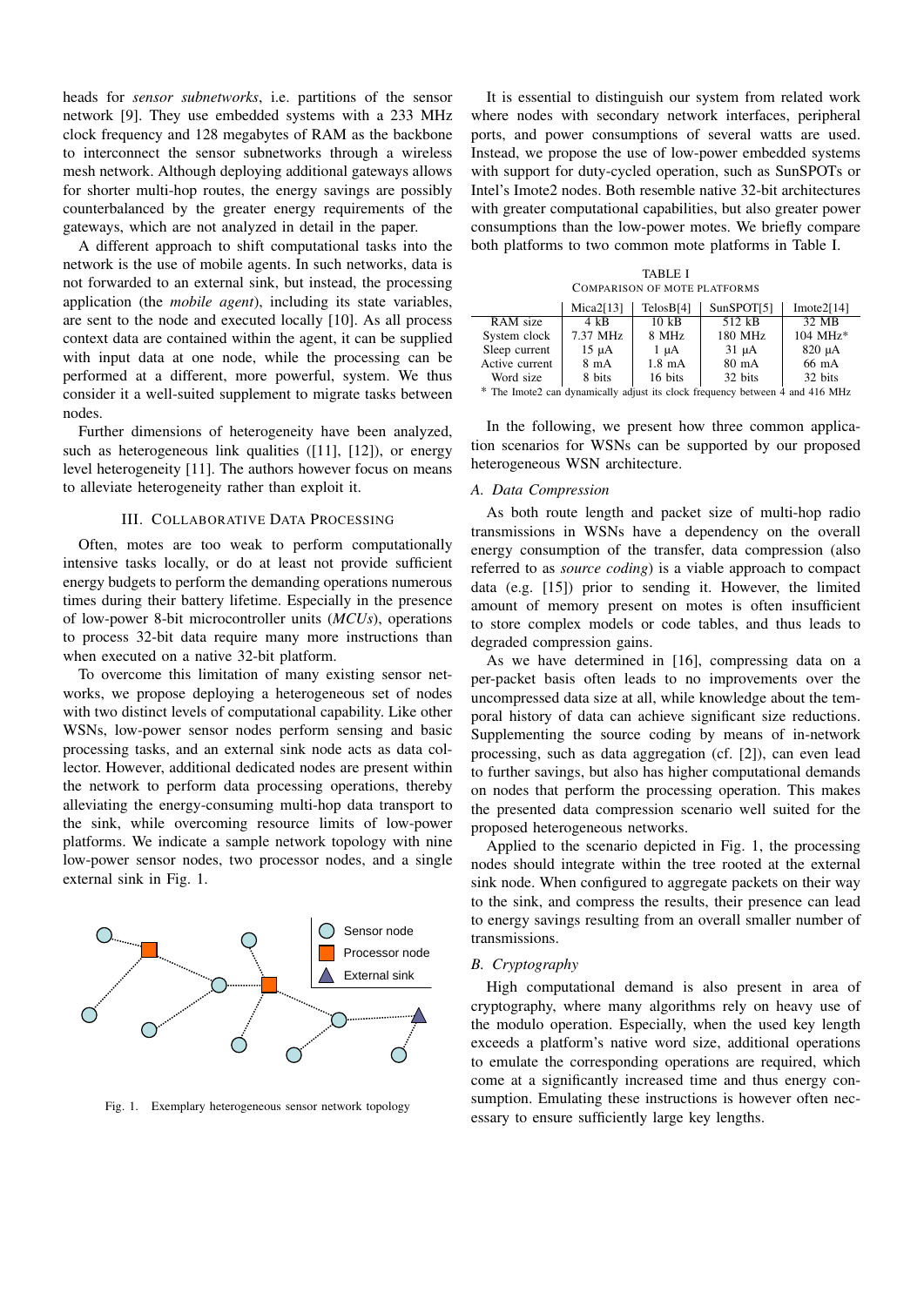heads for *sensor subnetworks*, i.e. partitions of the sensor network [9]. They use embedded systems with a 233 MHz clock frequency and 128 megabytes of RAM as the backbone to interconnect the sensor subnetworks through a wireless mesh network. Although deploying additional gateways allows for shorter multi-hop routes, the energy savings are possibly counterbalanced by the greater energy requirements of the gateways, which are not analyzed in detail in the paper.

A different approach to shift computational tasks into the network is the use of mobile agents. In such networks, data is not forwarded to an external sink, but instead, the processing application (the *mobile agent*), including its state variables, are sent to the node and executed locally [10]. As all process context data are contained within the agent, it can be supplied with input data at one node, while the processing can be performed at a different, more powerful, system. We thus consider it a well-suited supplement to migrate tasks between nodes.

Further dimensions of heterogeneity have been analyzed, such as heterogeneous link qualities ([11], [12]), or energy level heterogeneity [11]. The authors however focus on means to alleviate heterogeneity rather than exploit it.

## III. Collaborative Data Processing

Often, motes are too weak to perform computationally intensive tasks locally, or do at least not provide sufficient energy budgets to perform the demanding operations numerous times during their battery lifetime. Especially in the presence of low-power 8-bit microcontroller units (*MCUs*), operations to process 32-bit data require many more instructions than when executed on a native 32-bit platform.

To overcome this limitation of many existing sensor networks, we propose deploying a heterogeneous set of nodes with two distinct levels of computational capability. Like other WSNs, low-power sensor nodes perform sensing and basic processing tasks, and an external sink node acts as data collector. However, additional dedicated nodes are present within the network to perform data processing operations, thereby alleviating the energy-consuming multi-hop data transport to the sink, while overcoming resource limits of low-power platforms. We indicate a sample network topology with nine low-power sensor nodes, two processor nodes, and a single external sink in Fig. 1.

Fig. 1. Exemplary heterogeneous sensor network topology

It is essential to distinguish our system from related work where nodes with secondary network interfaces, peripheral ports, and power consumptions of several watts are used. Instead, we propose the use of low-power embedded systems with support for duty-cycled operation, such as SunSPOTs or Intel's Imote2 nodes. Both resemble native 32-bit architectures with greater computational capabilities, but also greater power consumptions than the low-power motes. We briefly compare both platforms to two common mote platforms in Table I.

TABLE I
Comparison of Mote Platforms

| | Mica2[13] | TelosB[4] | SunSPOT[5] | Imote2[14] |
|---|---|---|---|---|
| RAM size | 4 kB | 10 kB | 512 kB | 32 MB |
| System clock | 7.37 MHz | 8 MHz | 180 MHz | 104 MHz* |
| Sleep current | 15 µA | 1 µA | 31 µA | 820 µA |
| Active current | 8 mA | 1.8 mA | 80 mA | 66 mA |
| Word size | 8 bits | 16 bits | 32 bits | 32 bits |

\* The Imote2 can dynamically adjust its clock frequency between 4 and 416 MHz

In the following, we present how three common application scenarios for WSNs can be supported by our proposed heterogeneous WSN architecture.

### A. Data Compression

As both route length and packet size of multi-hop radio transmissions in WSNs have a dependency on the overall energy consumption of the transfer, data compression (also referred to as *source coding*) is a viable approach to compact data (e.g. [15]) prior to sending it. However, the limited amount of memory present on motes is often insufficient to store complex models or code tables, and thus leads to degraded compression gains.

As we have determined in [16], compressing data on a per-packet basis often leads to no improvements over the uncompressed data size at all, while knowledge about the temporal history of data can achieve significant size reductions. Supplementing the source coding by means of in-network processing, such as data aggregation (cf. [2]), can even lead to further savings, but also has higher computational demands on nodes that perform the processing operation. This makes the presented data compression scenario well suited for the proposed heterogeneous networks.

Applied to the scenario depicted in Fig. 1, the processing nodes should integrate within the tree rooted at the external sink node. When configured to aggregate packets on their way to the sink, and compress the results, their presence can lead to energy savings resulting from an overall smaller number of transmissions.

### B. Cryptography

High computational demand is also present in area of cryptography, where many algorithms rely on heavy use of the modulo operation. Especially, when the used key length exceeds a platform's native word size, additional operations to emulate the corresponding operations are required, which come at a significantly increased time and thus energy consumption. Emulating these instructions is however often necessary to ensure sufficiently large key lengths.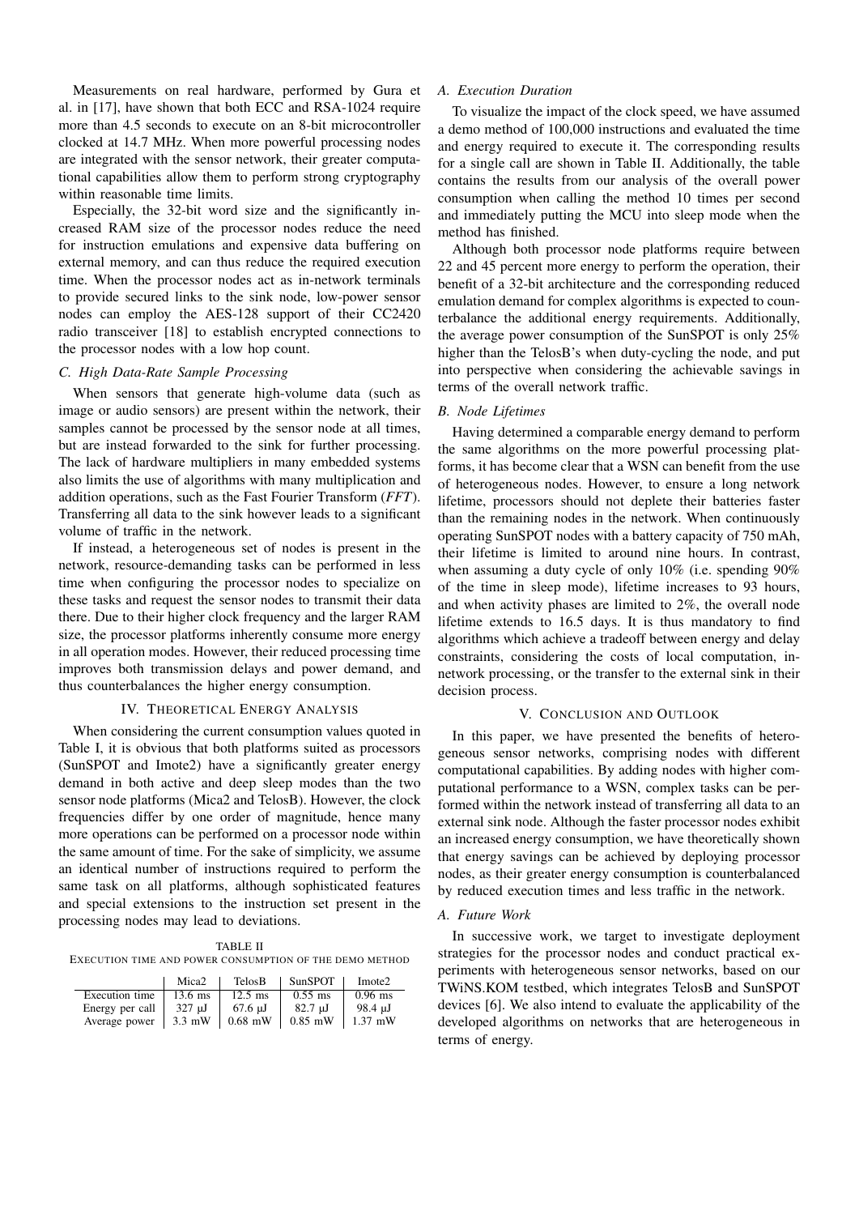Measurements on real hardware, performed by Gura et al. in [17], have shown that both ECC and RSA-1024 require more than 4.5 seconds to execute on an 8-bit microcontroller clocked at 14.7 MHz. When more powerful processing nodes are integrated with the sensor network, their greater computational capabilities allow them to perform strong cryptography within reasonable time limits.

Especially, the 32-bit word size and the significantly increased RAM size of the processor nodes reduce the need for instruction emulations and expensive data buffering on external memory, and can thus reduce the required execution time. When the processor nodes act as in-network terminals to provide secured links to the sink node, low-power sensor nodes can employ the AES-128 support of their CC2420 radio transceiver [18] to establish encrypted connections to the processor nodes with a low hop count.

### C. High Data-Rate Sample Processing

When sensors that generate high-volume data (such as image or audio sensors) are present within the network, their samples cannot be processed by the sensor node at all times, but are instead forwarded to the sink for further processing. The lack of hardware multipliers in many embedded systems also limits the use of algorithms with many multiplication and addition operations, such as the Fast Fourier Transform (*FFT*). Transferring all data to the sink however leads to a significant volume of traffic in the network.

If instead, a heterogeneous set of nodes is present in the network, resource-demanding tasks can be performed in less time when configuring the processor nodes to specialize on these tasks and request the sensor nodes to transmit their data there. Due to their higher clock frequency and the larger RAM size, the processor platforms inherently consume more energy in all operation modes. However, their reduced processing time improves both transmission delays and power demand, and thus counterbalances the higher energy consumption.

## IV. Theoretical Energy Analysis

When considering the current consumption values quoted in Table I, it is obvious that both platforms suited as processors (SunSPOT and Imote2) have a significantly greater energy demand in both active and deep sleep modes than the two sensor node platforms (Mica2 and TelosB). However, the clock frequencies differ by one order of magnitude, hence many more operations can be performed on a processor node within the same amount of time. For the sake of simplicity, we assume an identical number of instructions required to perform the same task on all platforms, although sophisticated features and special extensions to the instruction set present in the processing nodes may lead to deviations.

TABLE II
Execution time and power consumption of the demo method

| | Mica2 | TelosB | SunSPOT | Imote2 |
|---|---|---|---|---|
| Execution time | 13.6 ms | 12.5 ms | 0.55 ms | 0.96 ms |
| Energy per call | 327 µJ | 67.6 µJ | 82.7 µJ | 98.4 µJ |
| Average power | 3.3 mW | 0.68 mW | 0.85 mW | 1.37 mW |

### A. Execution Duration

To visualize the impact of the clock speed, we have assumed a demo method of 100,000 instructions and evaluated the time and energy required to execute it. The corresponding results for a single call are shown in Table II. Additionally, the table contains the results from our analysis of the overall power consumption when calling the method 10 times per second and immediately putting the MCU into sleep mode when the method has finished.

Although both processor node platforms require between 22 and 45 percent more energy to perform the operation, their benefit of a 32-bit architecture and the corresponding reduced emulation demand for complex algorithms is expected to counterbalance the additional energy requirements. Additionally, the average power consumption of the SunSPOT is only 25% higher than the TelosB's when duty-cycling the node, and put into perspective when considering the achievable savings in terms of the overall network traffic.

### B. Node Lifetimes

Having determined a comparable energy demand to perform the same algorithms on the more powerful processing platforms, it has become clear that a WSN can benefit from the use of heterogeneous nodes. However, to ensure a long network lifetime, processors should not deplete their batteries faster than the remaining nodes in the network. When continuously operating SunSPOT nodes with a battery capacity of 750 mAh, their lifetime is limited to around nine hours. In contrast, when assuming a duty cycle of only 10% (i.e. spending 90% of the time in sleep mode), lifetime increases to 93 hours, and when activity phases are limited to 2%, the overall node lifetime extends to 16.5 days. It is thus mandatory to find algorithms which achieve a tradeoff between energy and delay constraints, considering the costs of local computation, in-network processing, or the transfer to the external sink in their decision process.

## V. Conclusion and Outlook

In this paper, we have presented the benefits of heterogeneous sensor networks, comprising nodes with different computational capabilities. By adding nodes with higher computational performance to a WSN, complex tasks can be performed within the network instead of transferring all data to an external sink node. Although the faster processor nodes exhibit an increased energy consumption, we have theoretically shown that energy savings can be achieved by deploying processor nodes, as their greater energy consumption is counterbalanced by reduced execution times and less traffic in the network.

### A. Future Work

In successive work, we target to investigate deployment strategies for the processor nodes and conduct practical experiments with heterogeneous sensor networks, based on our TWiNS.KOM testbed, which integrates TelosB and SunSPOT devices [6]. We also intend to evaluate the applicability of the developed algorithms on networks that are heterogeneous in terms of energy.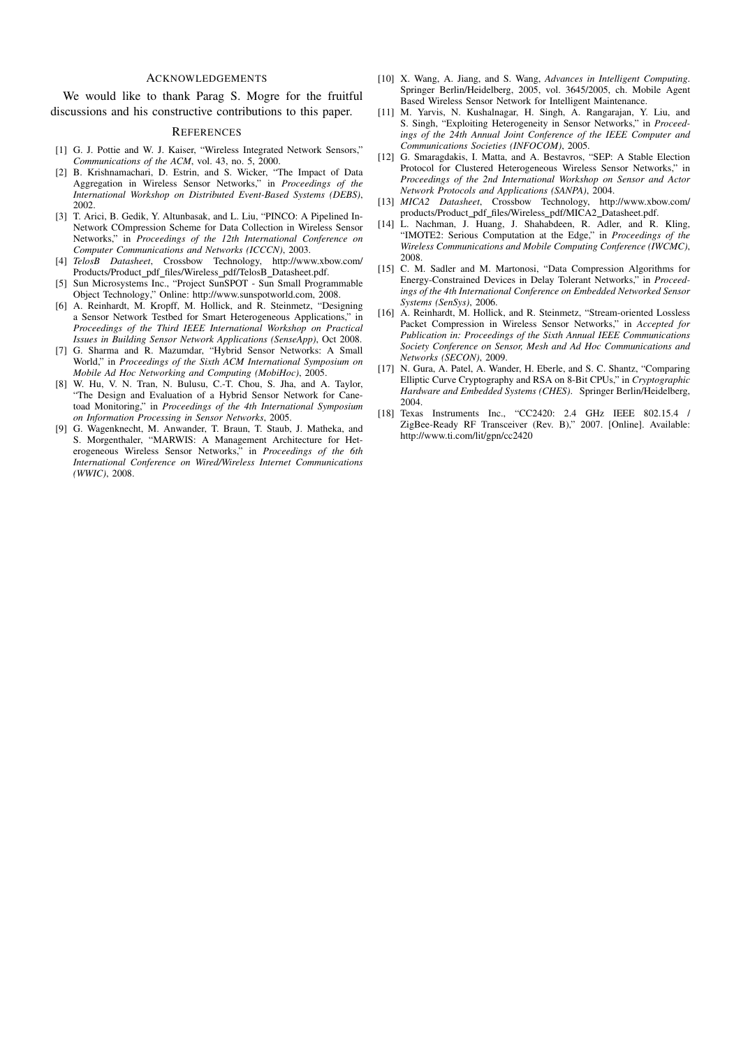## Acknowledgements

We would like to thank Parag S. Mogre for the fruitful discussions and his constructive contributions to this paper.

## References

[1] G. J. Pottie and W. J. Kaiser, "Wireless Integrated Network Sensors," *Communications of the ACM*, vol. 43, no. 5, 2000.

[2] B. Krishnamachari, D. Estrin, and S. Wicker, "The Impact of Data Aggregation in Wireless Sensor Networks," in *Proceedings of the International Workshop on Distributed Event-Based Systems (DEBS)*, 2002.

[3] T. Arici, B. Gedik, Y. Altunbasak, and L. Liu, "PINCO: A Pipelined In-Network COmpression Scheme for Data Collection in Wireless Sensor Networks," in *Proceedings of the 12th International Conference on Computer Communications and Networks (ICCCN)*, 2003.

[4] *TelosB Datasheet*, Crossbow Technology, http://www.xbow.com/Products/Product_pdf_files/Wireless_pdf/TelosB_Datasheet.pdf.

[5] Sun Microsystems Inc., "Project SunSPOT - Sun Small Programmable Object Technology," Online: http://www.sunspotworld.com, 2008.

[6] A. Reinhardt, M. Kropff, M. Hollick, and R. Steinmetz, "Designing a Sensor Network Testbed for Smart Heterogeneous Applications," in *Proceedings of the Third IEEE International Workshop on Practical Issues in Building Sensor Network Applications (SenseApp)*, Oct 2008.

[7] G. Sharma and R. Mazumdar, "Hybrid Sensor Networks: A Small World," in *Proceedings of the Sixth ACM International Symposium on Mobile Ad Hoc Networking and Computing (MobiHoc)*, 2005.

[8] W. Hu, V. N. Tran, N. Bulusu, C.-T. Chou, S. Jha, and A. Taylor, "The Design and Evaluation of a Hybrid Sensor Network for Cane-toad Monitoring," in *Proceedings of the 4th International Symposium on Information Processing in Sensor Networks*, 2005.

[9] G. Wagenknecht, M. Anwander, T. Braun, T. Staub, J. Matheka, and S. Morgenthaler, "MARWIS: A Management Architecture for Heterogeneous Wireless Sensor Networks," in *Proceedings of the 6th International Conference on Wired/Wireless Internet Communications (WWIC)*, 2008.

[10] X. Wang, A. Jiang, and S. Wang, *Advances in Intelligent Computing*. Springer Berlin/Heidelberg, 2005, vol. 3645/2005, ch. Mobile Agent Based Wireless Sensor Network for Intelligent Maintenance.

[11] M. Yarvis, N. Kushalnagar, H. Singh, A. Rangarajan, Y. Liu, and S. Singh, "Exploiting Heterogeneity in Sensor Networks," in *Proceedings of the 24th Annual Joint Conference of the IEEE Computer and Communications Societies (INFOCOM)*, 2005.

[12] G. Smaragdakis, I. Matta, and A. Bestavros, "SEP: A Stable Election Protocol for Clustered Heterogeneous Wireless Sensor Networks," in *Proceedings of the 2nd International Workshop on Sensor and Actor Network Protocols and Applications (SANPA)*, 2004.

[13] *MICA2 Datasheet*, Crossbow Technology, http://www.xbow.com/products/Product_pdf_files/Wireless_pdf/MICA2_Datasheet.pdf.

[14] L. Nachman, J. Huang, J. Shahabdeen, R. Adler, and R. Kling, "IMOTE2: Serious Computation at the Edge," in *Proceedings of the Wireless Communications and Mobile Computing Conference (IWCMC)*, 2008.

[15] C. M. Sadler and M. Martonosi, "Data Compression Algorithms for Energy-Constrained Devices in Delay Tolerant Networks," in *Proceedings of the 4th International Conference on Embedded Networked Sensor Systems (SenSys)*, 2006.

[16] A. Reinhardt, M. Hollick, and R. Steinmetz, "Stream-oriented Lossless Packet Compression in Wireless Sensor Networks," in *Accepted for Publication in: Proceedings of the Sixth Annual IEEE Communications Society Conference on Sensor, Mesh and Ad Hoc Communications and Networks (SECON)*, 2009.

[17] N. Gura, A. Patel, A. Wander, H. Eberle, and S. C. Shantz, "Comparing Elliptic Curve Cryptography and RSA on 8-Bit CPUs," in *Cryptographic Hardware and Embedded Systems (CHES)*. Springer Berlin/Heidelberg, 2004.

[18] Texas Instruments Inc., "CC2420: 2.4 GHz IEEE 802.15.4 / ZigBee-Ready RF Transceiver (Rev. B)," 2007. [Online]. Available: http://www.ti.com/lit/gpn/cc2420